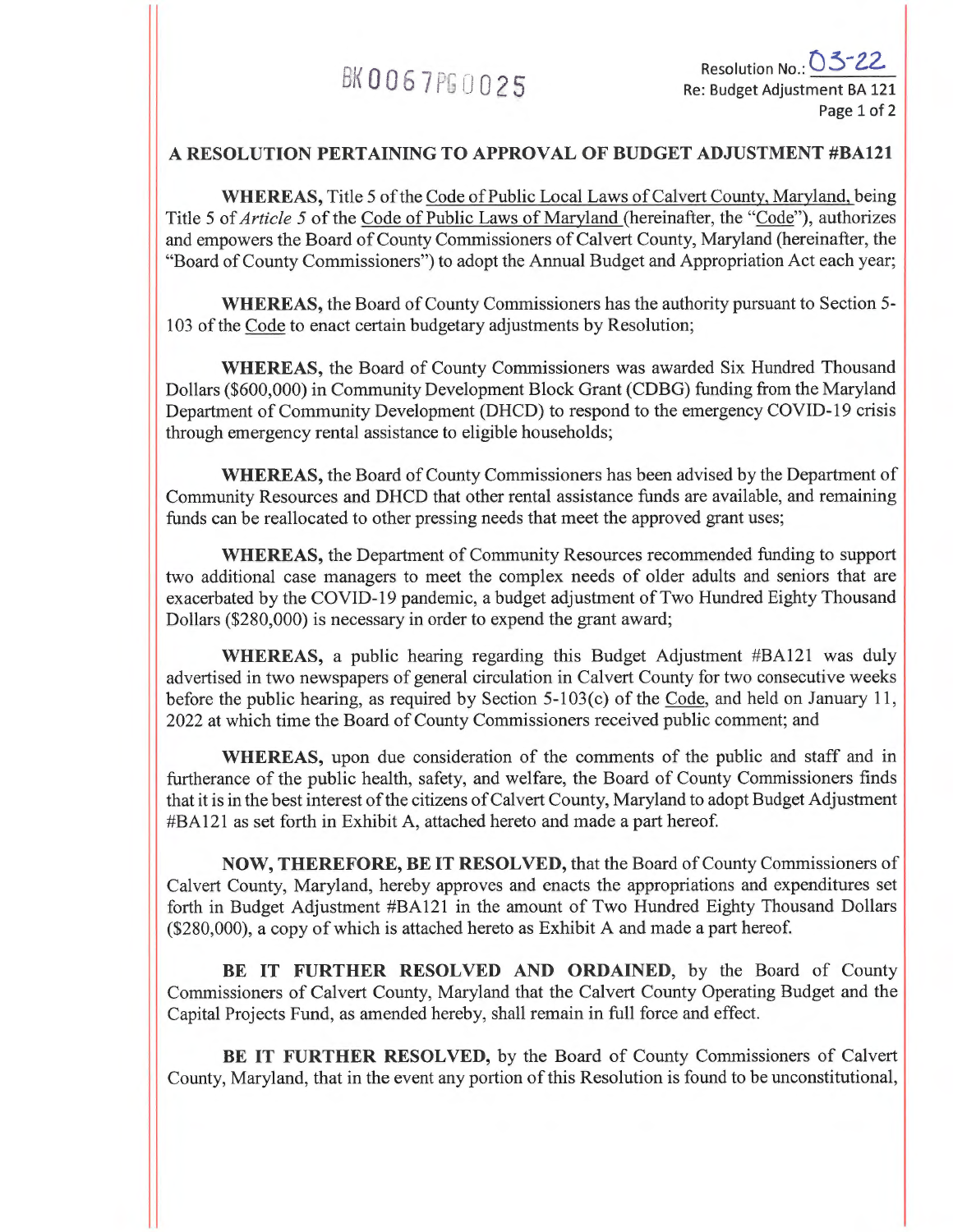BK0067PG0025

Resolution No.: 03-22
Re: Budget Adjustment BA 121

## A RESOLUTION PERTAINING TO APPROVAL OF BUDGET ADJUSTMENT #BA121

**WHEREAS,** Title 5 of the Code of Public Local Laws of Calvert County, Maryland, being Title 5 of *Article 5* of the Code of Public Laws of Maryland (hereinafter, the "Code"), authorizes and empowers the Board of County Commissioners of Calvert County, Maryland (hereinafter, the "Board of County Commissioners") to adopt the Annual Budget and Appropriation Act each year;

**WHEREAS,** the Board of County Commissioners has the authority pursuant to Section 5-103 of the Code to enact certain budgetary adjustments by Resolution;

**WHEREAS,** the Board of County Commissioners was awarded Six Hundred Thousand Dollars ($600,000) in Community Development Block Grant (CDBG) funding from the Maryland Department of Community Development (DHCD) to respond to the emergency COVID-19 crisis through emergency rental assistance to eligible households;

**WHEREAS,** the Board of County Commissioners has been advised by the Department of Community Resources and DHCD that other rental assistance funds are available, and remaining funds can be reallocated to other pressing needs that meet the approved grant uses;

**WHEREAS,** the Department of Community Resources recommended funding to support two additional case managers to meet the complex needs of older adults and seniors that are exacerbated by the COVID-19 pandemic, a budget adjustment of Two Hundred Eighty Thousand Dollars ($280,000) is necessary in order to expend the grant award;

**WHEREAS,** a public hearing regarding this Budget Adjustment #BA121 was duly advertised in two newspapers of general circulation in Calvert County for two consecutive weeks before the public hearing, as required by Section 5-103(c) of the Code, and held on January 11, 2022 at which time the Board of County Commissioners received public comment; and

**WHEREAS,** upon due consideration of the comments of the public and staff and in furtherance of the public health, safety, and welfare, the Board of County Commissioners finds that it is in the best interest of the citizens of Calvert County, Maryland to adopt Budget Adjustment #BA121 as set forth in Exhibit A, attached hereto and made a part hereof.

**NOW, THEREFORE, BE IT RESOLVED,** that the Board of County Commissioners of Calvert County, Maryland, hereby approves and enacts the appropriations and expenditures set forth in Budget Adjustment #BA121 in the amount of Two Hundred Eighty Thousand Dollars ($280,000), a copy of which is attached hereto as Exhibit A and made a part hereof.

**BE IT FURTHER RESOLVED AND ORDAINED,** by the Board of County Commissioners of Calvert County, Maryland that the Calvert County Operating Budget and the Capital Projects Fund, as amended hereby, shall remain in full force and effect.

**BE IT FURTHER RESOLVED,** by the Board of County Commissioners of Calvert County, Maryland, that in the event any portion of this Resolution is found to be unconstitutional,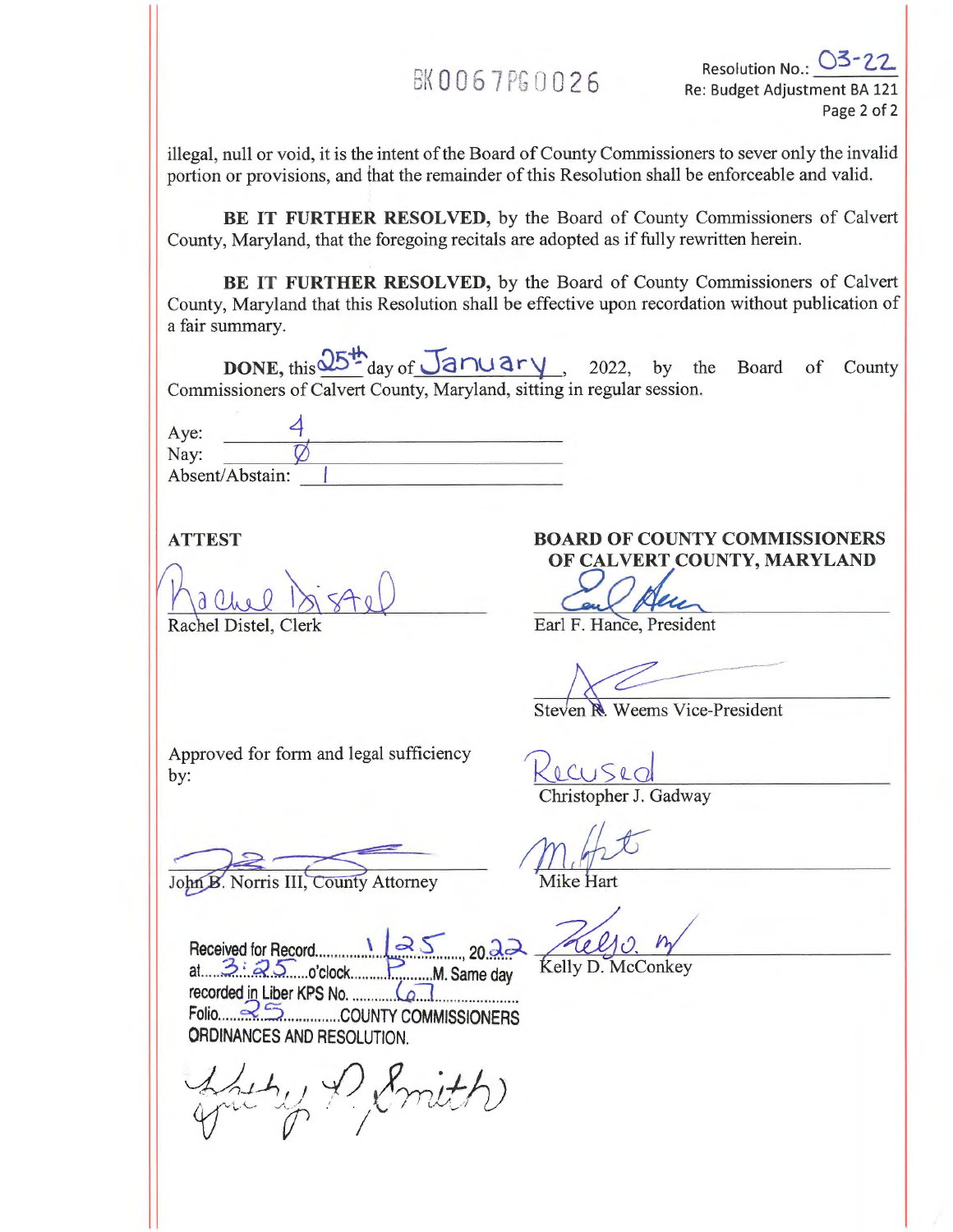BK0067PG0026

Resolution No.: 03-22
Re: Budget Adjustment BA 121

illegal, null or void, it is the intent of the Board of County Commissioners to sever only the invalid portion or provisions, and that the remainder of this Resolution shall be enforceable and valid.

**BE IT FURTHER RESOLVED,** by the Board of County Commissioners of Calvert County, Maryland, that the foregoing recitals are adopted as if fully rewritten herein.

**BE IT FURTHER RESOLVED,** by the Board of County Commissioners of Calvert County, Maryland that this Resolution shall be effective upon recordation without publication of a fair summary.

**DONE,** this 25th day of January, 2022, by the Board of County Commissioners of Calvert County, Maryland, sitting in regular session.

Aye: 4
Nay: Ø
Absent/Abstain: 1

**ATTEST**

Rachel Distel, Clerk

**BOARD OF COUNTY COMMISSIONERS OF CALVERT COUNTY, MARYLAND**

Earl F. Hance, President

Steven R. Weems Vice-President

Approved for form and legal sufficiency by:

John B. Norris III, County Attorney

Recused
Christopher J. Gadway

Mike Hart

Kelly D. McConkey

Received for Record 1/25, 2022
at 3:25 o'clock P.M. Same day
recorded in Liber KPS No. 67
Folio 25 COUNTY COMMISSIONERS
ORDINANCES AND RESOLUTION.

Kathy P. Smith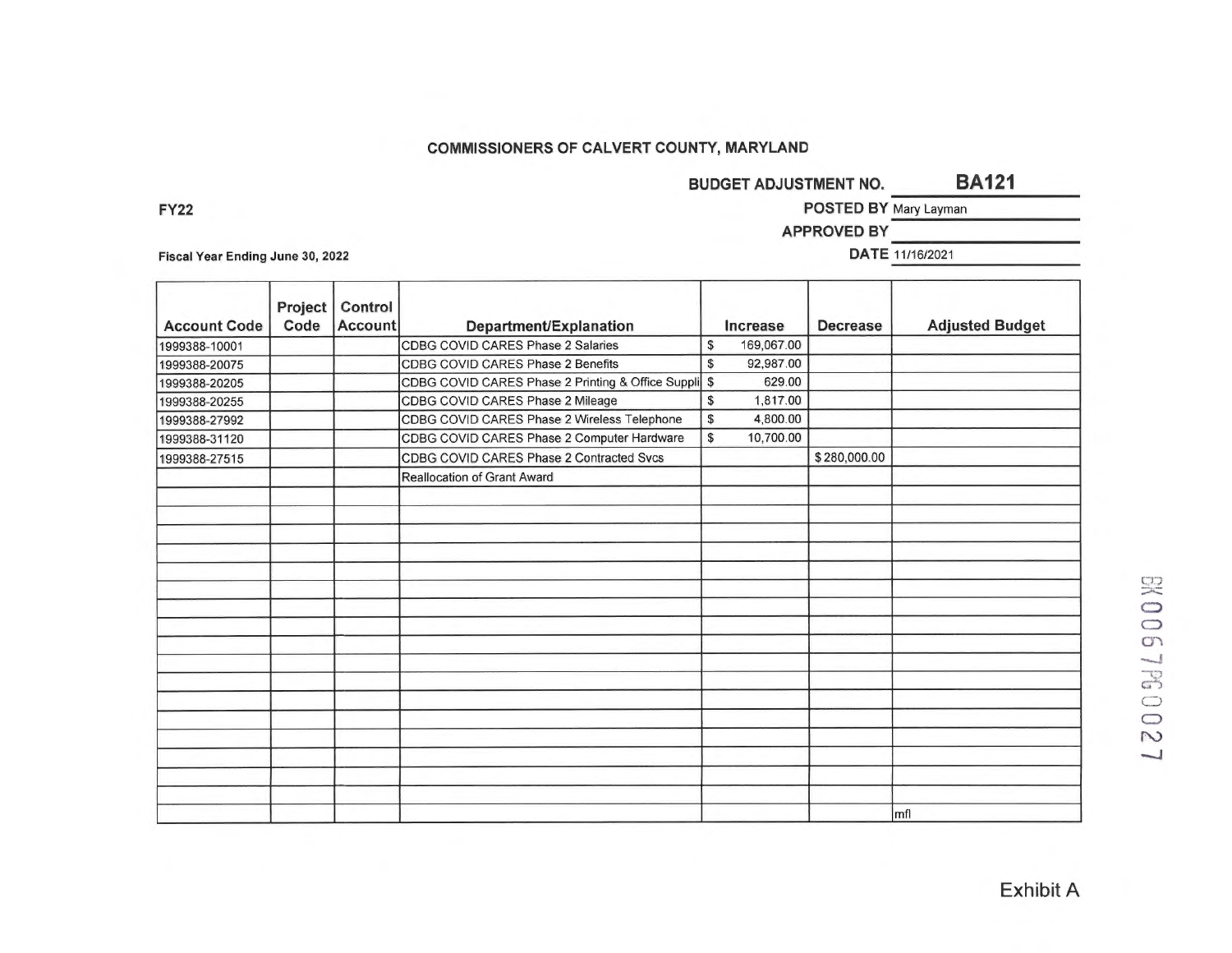## COMMISSIONERS OF CALVERT COUNTY, MARYLAND

**BUDGET ADJUSTMENT NO.** **BA121**

**FY22**

**POSTED BY** Mary Layman

**APPROVED BY**

**Fiscal Year Ending June 30, 2022**

**DATE** 11/16/2021

| Account Code | Project Code | Control Account | Department/Explanation | Increase | Decrease | Adjusted Budget |
|---|---|---|---|---|---|---|
| 1999388-10001 | | | CDBG COVID CARES Phase 2 Salaries | $ 169,067.00 | | |
| 1999388-20075 | | | CDBG COVID CARES Phase 2 Benefits | $ 92,987.00 | | |
| 1999388-20205 | | | CDBG COVID CARES Phase 2 Printing & Office Suppli | $ 629.00 | | |
| 1999388-20255 | | | CDBG COVID CARES Phase 2 Mileage | $ 1,817.00 | | |
| 1999388-27992 | | | CDBG COVID CARES Phase 2 Wireless Telephone | $ 4,800.00 | | |
| 1999388-31120 | | | CDBG COVID CARES Phase 2 Computer Hardware | $ 10,700.00 | | |
| 1999388-27515 | | | CDBG COVID CARES Phase 2 Contracted Svcs | | $ 280,000.00 | |
| | | | Reallocation of Grant Award | | | |
| | | | | | | mfl |

BK 0067 PG 0027

Exhibit A